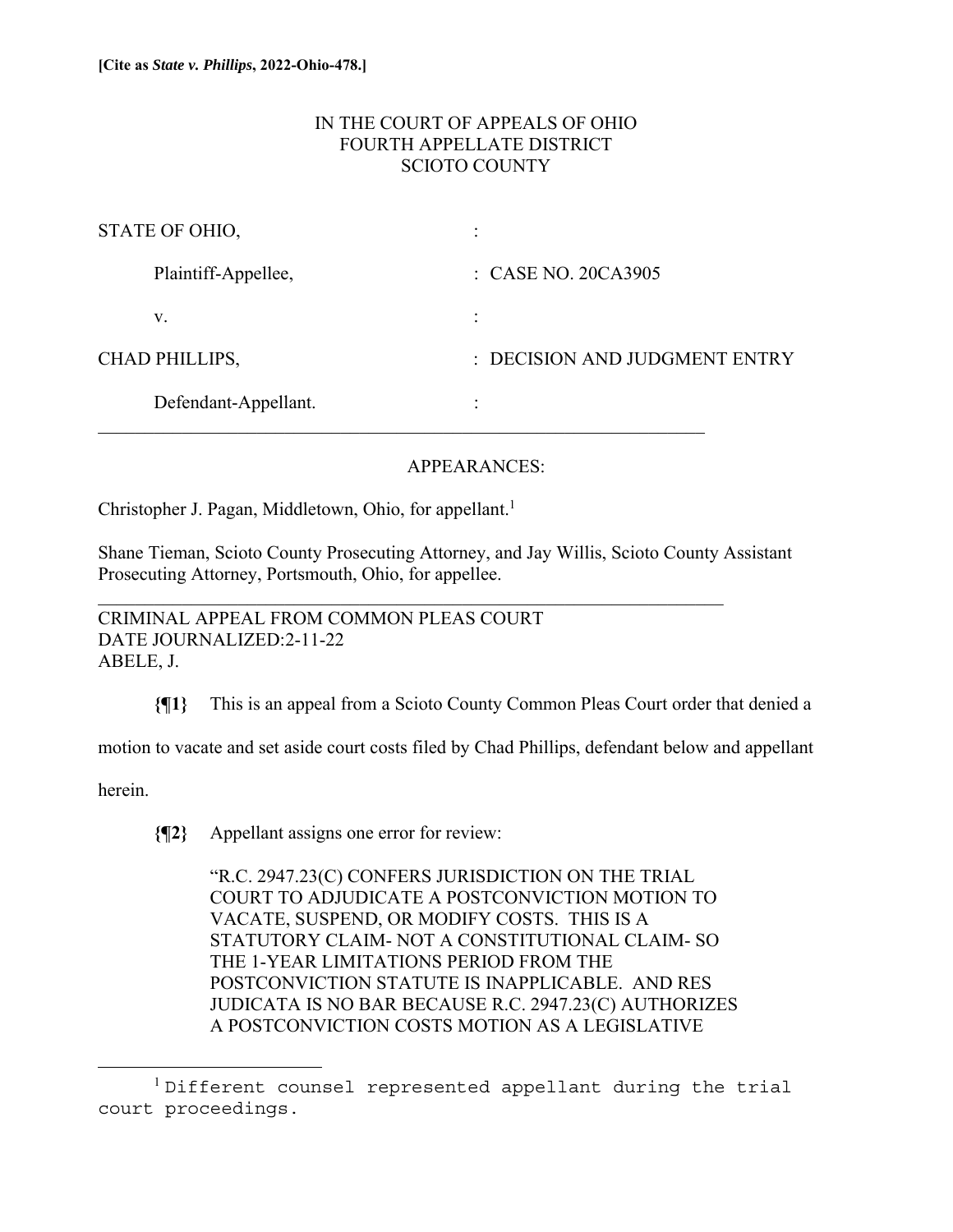**[Cite as *State v. Phillips*, 2022-Ohio-478.]**

IN THE COURT OF APPEALS OF OHIO
FOURTH APPELLATE DISTRICT
SCIOTO COUNTY

| | |
|---|---|
| STATE OF OHIO, | : |
| Plaintiff-Appellee, | : CASE NO. 20CA3905 |
| v. | : |
| CHAD PHILLIPS, | : DECISION AND JUDGMENT ENTRY |
| Defendant-Appellant. | : |

APPEARANCES:

Christopher J. Pagan, Middletown, Ohio, for appellant.[1]

Shane Tieman, Scioto County Prosecuting Attorney, and Jay Willis, Scioto County Assistant Prosecuting Attorney, Portsmouth, Ohio, for appellee.

CRIMINAL APPEAL FROM COMMON PLEAS COURT
DATE JOURNALIZED:2-11-22
ABELE, J.

**{¶1}** This is an appeal from a Scioto County Common Pleas Court order that denied a motion to vacate and set aside court costs filed by Chad Phillips, defendant below and appellant herein.

**{¶2}** Appellant assigns one error for review:

> "R.C. 2947.23(C) CONFERS JURISDICTION ON THE TRIAL COURT TO ADJUDICATE A POSTCONVICTION MOTION TO VACATE, SUSPEND, OR MODIFY COSTS. THIS IS A STATUTORY CLAIM- NOT A CONSTITUTIONAL CLAIM- SO THE 1-YEAR LIMITATIONS PERIOD FROM THE POSTCONVICTION STATUTE IS INAPPLICABLE. AND RES JUDICATA IS NO BAR BECAUSE R.C. 2947.23(C) AUTHORIZES A POSTCONVICTION COSTS MOTION AS A LEGISLATIVE

[1] Different counsel represented appellant during the trial court proceedings.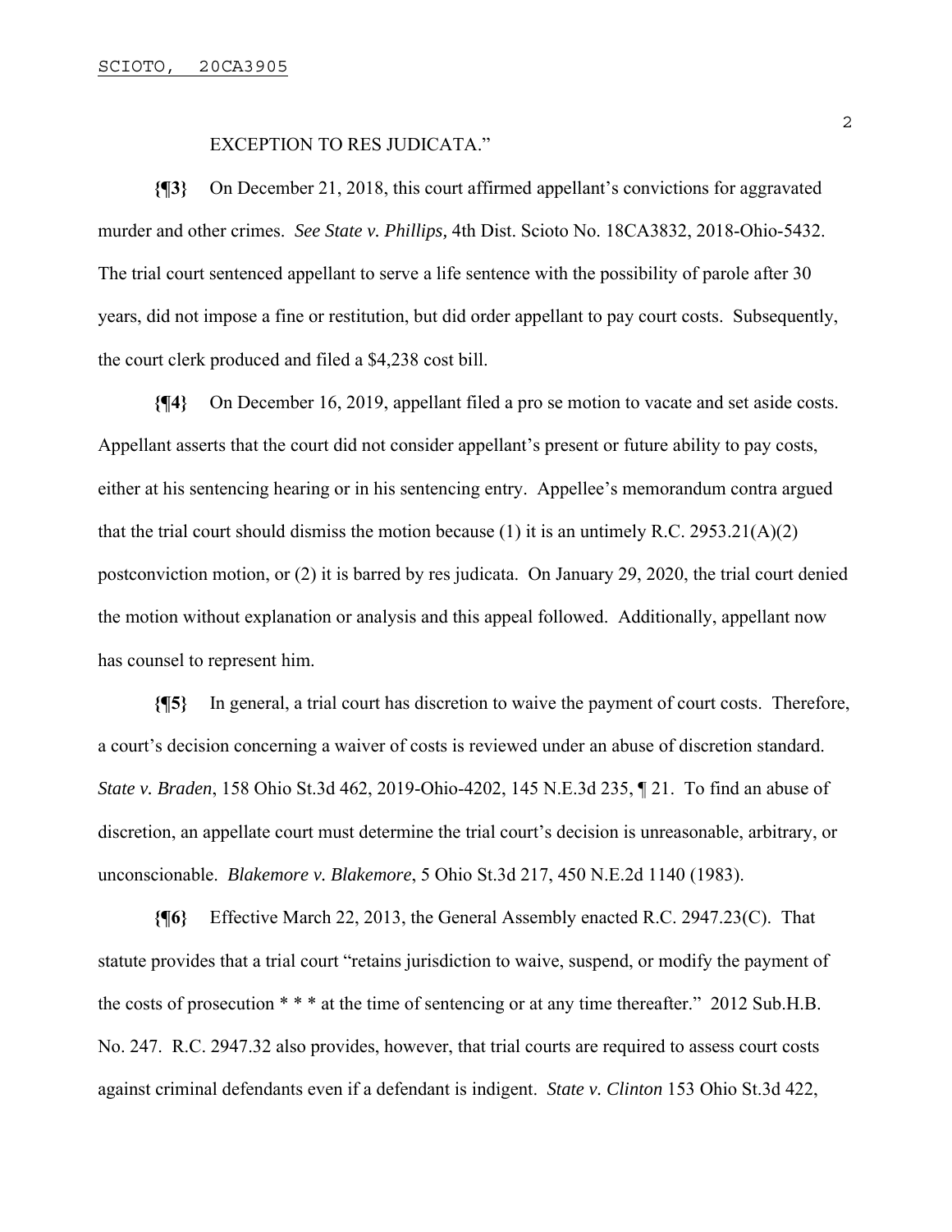EXCEPTION TO RES JUDICATA."

**{¶3}** On December 21, 2018, this court affirmed appellant's convictions for aggravated murder and other crimes. *See State v. Phillips,* 4th Dist. Scioto No. 18CA3832, 2018-Ohio-5432. The trial court sentenced appellant to serve a life sentence with the possibility of parole after 30 years, did not impose a fine or restitution, but did order appellant to pay court costs. Subsequently, the court clerk produced and filed a $4,238 cost bill.

**{¶4}** On December 16, 2019, appellant filed a pro se motion to vacate and set aside costs. Appellant asserts that the court did not consider appellant's present or future ability to pay costs, either at his sentencing hearing or in his sentencing entry. Appellee's memorandum contra argued that the trial court should dismiss the motion because (1) it is an untimely R.C. 2953.21(A)(2) postconviction motion, or (2) it is barred by res judicata. On January 29, 2020, the trial court denied the motion without explanation or analysis and this appeal followed. Additionally, appellant now has counsel to represent him.

**{¶5}** In general, a trial court has discretion to waive the payment of court costs. Therefore, a court's decision concerning a waiver of costs is reviewed under an abuse of discretion standard. *State v. Braden*, 158 Ohio St.3d 462, 2019-Ohio-4202, 145 N.E.3d 235, ¶ 21. To find an abuse of discretion, an appellate court must determine the trial court's decision is unreasonable, arbitrary, or unconscionable. *Blakemore v. Blakemore*, 5 Ohio St.3d 217, 450 N.E.2d 1140 (1983).

**{¶6}** Effective March 22, 2013, the General Assembly enacted R.C. 2947.23(C). That statute provides that a trial court "retains jurisdiction to waive, suspend, or modify the payment of the costs of prosecution * * * at the time of sentencing or at any time thereafter." 2012 Sub.H.B. No. 247. R.C. 2947.32 also provides, however, that trial courts are required to assess court costs against criminal defendants even if a defendant is indigent. *State v. Clinton* 153 Ohio St.3d 422,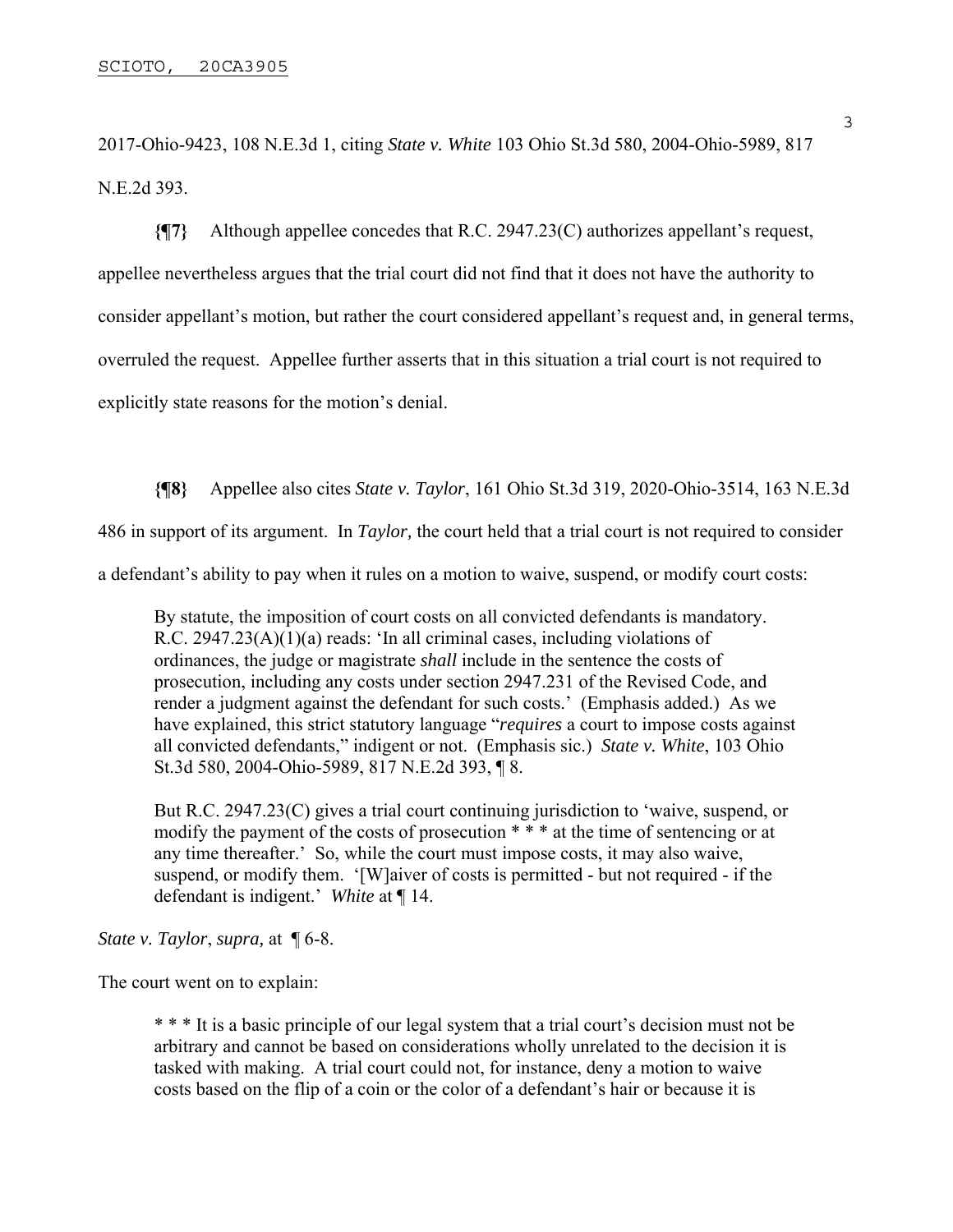2017-Ohio-9423, 108 N.E.3d 1, citing *State v. White* 103 Ohio St.3d 580, 2004-Ohio-5989, 817 N.E.2d 393.

**{¶7}** Although appellee concedes that R.C. 2947.23(C) authorizes appellant's request, appellee nevertheless argues that the trial court did not find that it does not have the authority to consider appellant's motion, but rather the court considered appellant's request and, in general terms, overruled the request. Appellee further asserts that in this situation a trial court is not required to explicitly state reasons for the motion's denial.

**{¶8}** Appellee also cites *State v. Taylor*, 161 Ohio St.3d 319, 2020-Ohio-3514, 163 N.E.3d 486 in support of its argument. In *Taylor,* the court held that a trial court is not required to consider a defendant's ability to pay when it rules on a motion to waive, suspend, or modify court costs:

> By statute, the imposition of court costs on all convicted defendants is mandatory. R.C. 2947.23(A)(1)(a) reads: 'In all criminal cases, including violations of ordinances, the judge or magistrate *shall* include in the sentence the costs of prosecution, including any costs under section 2947.231 of the Revised Code, and render a judgment against the defendant for such costs.' (Emphasis added.) As we have explained, this strict statutory language "*requires* a court to impose costs against all convicted defendants," indigent or not. (Emphasis sic.) *State v. White*, 103 Ohio St.3d 580, 2004-Ohio-5989, 817 N.E.2d 393, ¶ 8.
>
> But R.C. 2947.23(C) gives a trial court continuing jurisdiction to 'waive, suspend, or modify the payment of the costs of prosecution * * * at the time of sentencing or at any time thereafter.' So, while the court must impose costs, it may also waive, suspend, or modify them. '[W]aiver of costs is permitted - but not required - if the defendant is indigent.' *White* at ¶ 14.

*State v. Taylor*, *supra,* at ¶ 6-8.

The court went on to explain:

> * * * It is a basic principle of our legal system that a trial court's decision must not be arbitrary and cannot be based on considerations wholly unrelated to the decision it is tasked with making. A trial court could not, for instance, deny a motion to waive costs based on the flip of a coin or the color of a defendant's hair or because it is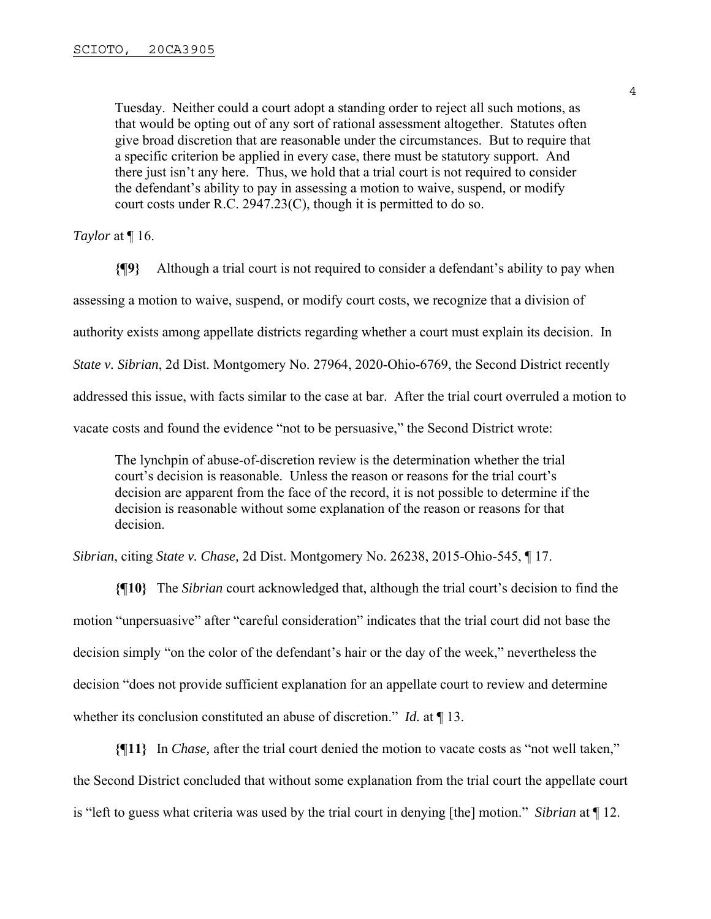> Tuesday. Neither could a court adopt a standing order to reject all such motions, as that would be opting out of any sort of rational assessment altogether. Statutes often give broad discretion that are reasonable under the circumstances. But to require that a specific criterion be applied in every case, there must be statutory support. And there just isn't any here. Thus, we hold that a trial court is not required to consider the defendant's ability to pay in assessing a motion to waive, suspend, or modify court costs under R.C. 2947.23(C), though it is permitted to do so.

*Taylor* at ¶ 16.

**{¶9}** Although a trial court is not required to consider a defendant's ability to pay when assessing a motion to waive, suspend, or modify court costs, we recognize that a division of authority exists among appellate districts regarding whether a court must explain its decision. In *State v. Sibrian*, 2d Dist. Montgomery No. 27964, 2020-Ohio-6769, the Second District recently addressed this issue, with facts similar to the case at bar. After the trial court overruled a motion to vacate costs and found the evidence "not to be persuasive," the Second District wrote:

> The lynchpin of abuse-of-discretion review is the determination whether the trial court's decision is reasonable. Unless the reason or reasons for the trial court's decision are apparent from the face of the record, it is not possible to determine if the decision is reasonable without some explanation of the reason or reasons for that decision.

*Sibrian*, citing *State v. Chase,* 2d Dist. Montgomery No. 26238, 2015-Ohio-545, ¶ 17.

**{¶10}** The *Sibrian* court acknowledged that, although the trial court's decision to find the motion "unpersuasive" after "careful consideration" indicates that the trial court did not base the decision simply "on the color of the defendant's hair or the day of the week," nevertheless the decision "does not provide sufficient explanation for an appellate court to review and determine whether its conclusion constituted an abuse of discretion." *Id.* at ¶ 13.

**{¶11}** In *Chase,* after the trial court denied the motion to vacate costs as "not well taken," the Second District concluded that without some explanation from the trial court the appellate court is "left to guess what criteria was used by the trial court in denying [the] motion." *Sibrian* at ¶ 12.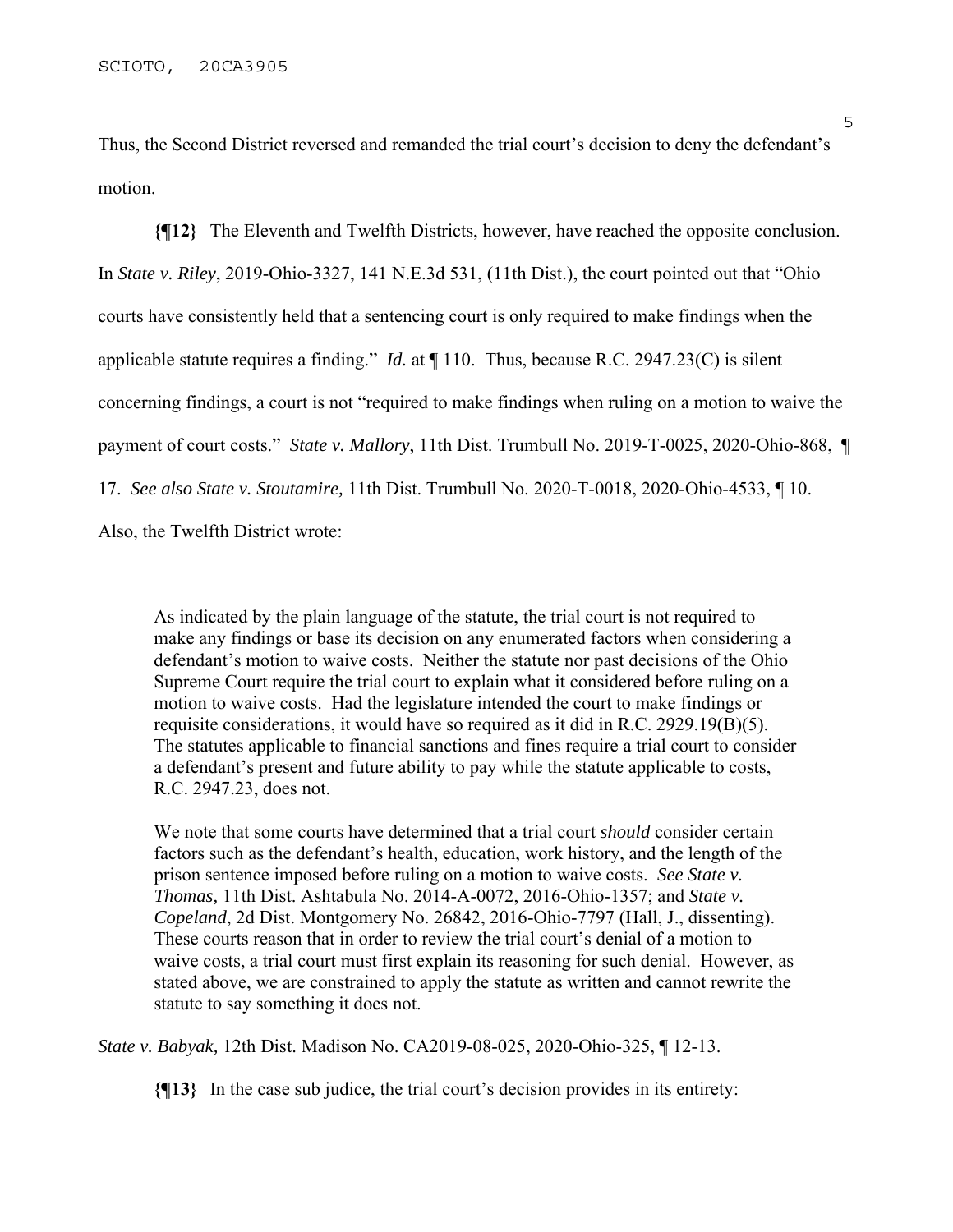Thus, the Second District reversed and remanded the trial court's decision to deny the defendant's motion.

**{¶12}** The Eleventh and Twelfth Districts, however, have reached the opposite conclusion. In *State v. Riley*, 2019-Ohio-3327, 141 N.E.3d 531, (11th Dist.), the court pointed out that "Ohio courts have consistently held that a sentencing court is only required to make findings when the applicable statute requires a finding." *Id.* at ¶ 110. Thus, because R.C. 2947.23(C) is silent concerning findings, a court is not "required to make findings when ruling on a motion to waive the payment of court costs." *State v. Mallory*, 11th Dist. Trumbull No. 2019-T-0025, 2020-Ohio-868, ¶ 17. *See also State v. Stoutamire,* 11th Dist. Trumbull No. 2020-T-0018, 2020-Ohio-4533, ¶ 10. Also, the Twelfth District wrote:

> As indicated by the plain language of the statute, the trial court is not required to make any findings or base its decision on any enumerated factors when considering a defendant's motion to waive costs. Neither the statute nor past decisions of the Ohio Supreme Court require the trial court to explain what it considered before ruling on a motion to waive costs. Had the legislature intended the court to make findings or requisite considerations, it would have so required as it did in R.C. 2929.19(B)(5). The statutes applicable to financial sanctions and fines require a trial court to consider a defendant's present and future ability to pay while the statute applicable to costs, R.C. 2947.23, does not.
>
> We note that some courts have determined that a trial court *should* consider certain factors such as the defendant's health, education, work history, and the length of the prison sentence imposed before ruling on a motion to waive costs. *See State v. Thomas,* 11th Dist. Ashtabula No. 2014-A-0072, 2016-Ohio-1357; and *State v. Copeland*, 2d Dist. Montgomery No. 26842, 2016-Ohio-7797 (Hall, J., dissenting). These courts reason that in order to review the trial court's denial of a motion to waive costs, a trial court must first explain its reasoning for such denial. However, as stated above, we are constrained to apply the statute as written and cannot rewrite the statute to say something it does not.

*State v. Babyak,* 12th Dist. Madison No. CA2019-08-025, 2020-Ohio-325, ¶ 12-13.

**{¶13}** In the case sub judice, the trial court's decision provides in its entirety: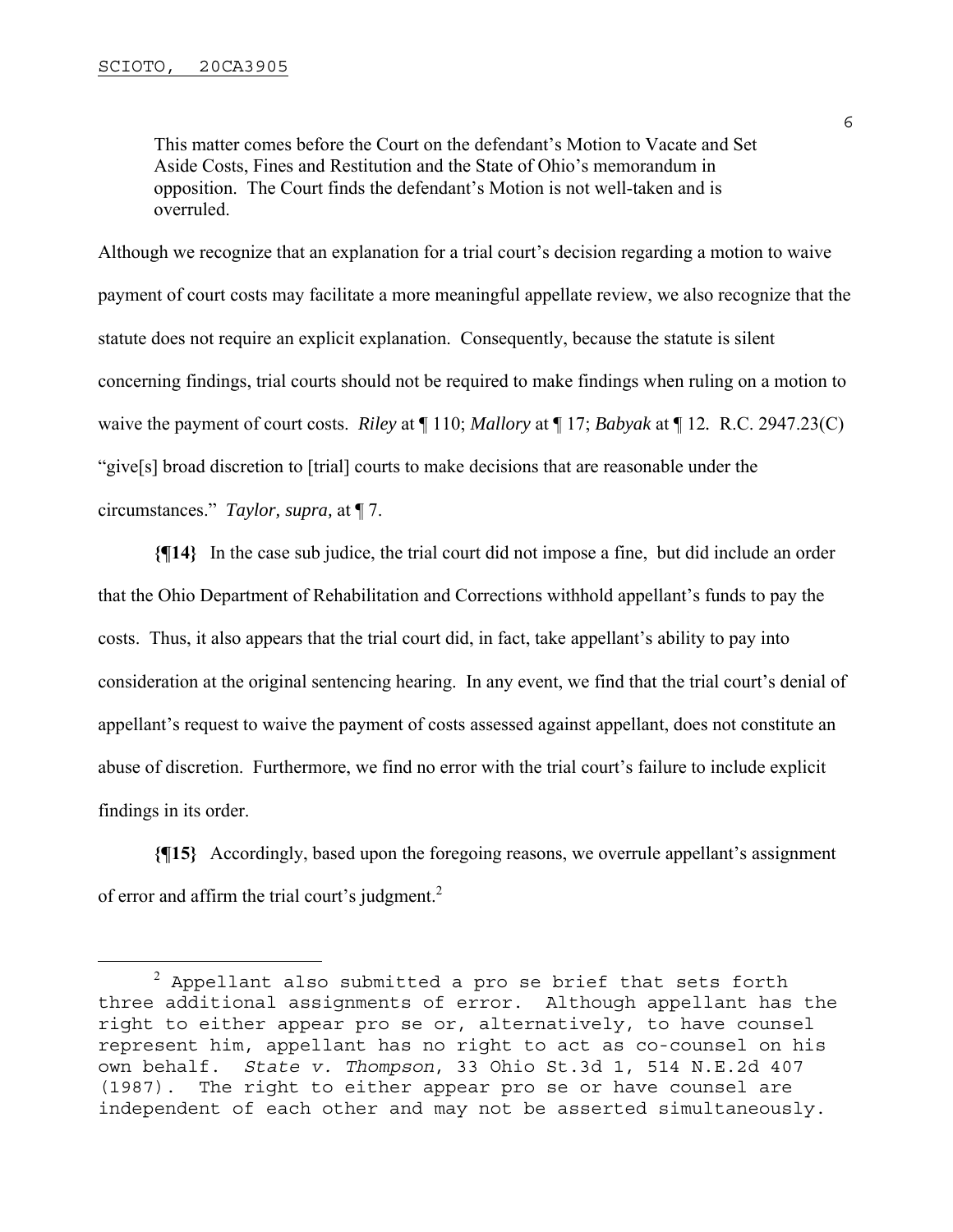> This matter comes before the Court on the defendant's Motion to Vacate and Set Aside Costs, Fines and Restitution and the State of Ohio's memorandum in opposition. The Court finds the defendant's Motion is not well-taken and is overruled.

Although we recognize that an explanation for a trial court's decision regarding a motion to waive payment of court costs may facilitate a more meaningful appellate review, we also recognize that the statute does not require an explicit explanation. Consequently, because the statute is silent concerning findings, trial courts should not be required to make findings when ruling on a motion to waive the payment of court costs. *Riley* at ¶ 110; *Mallory* at ¶ 17; *Babyak* at ¶ 12. R.C. 2947.23(C) "give[s] broad discretion to [trial] courts to make decisions that are reasonable under the circumstances." *Taylor, supra,* at ¶ 7.

**{¶14}** In the case sub judice, the trial court did not impose a fine, but did include an order that the Ohio Department of Rehabilitation and Corrections withhold appellant's funds to pay the costs. Thus, it also appears that the trial court did, in fact, take appellant's ability to pay into consideration at the original sentencing hearing. In any event, we find that the trial court's denial of appellant's request to waive the payment of costs assessed against appellant, does not constitute an abuse of discretion. Furthermore, we find no error with the trial court's failure to include explicit findings in its order.

**{¶15}** Accordingly, based upon the foregoing reasons, we overrule appellant's assignment of error and affirm the trial court's judgment.[2]

---

[2] Appellant also submitted a pro se brief that sets forth three additional assignments of error. Although appellant has the right to either appear pro se or, alternatively, to have counsel represent him, appellant has no right to act as co-counsel on his own behalf. *State v. Thompson*, 33 Ohio St.3d 1, 514 N.E.2d 407 (1987). The right to either appear pro se or have counsel are independent of each other and may not be asserted simultaneously.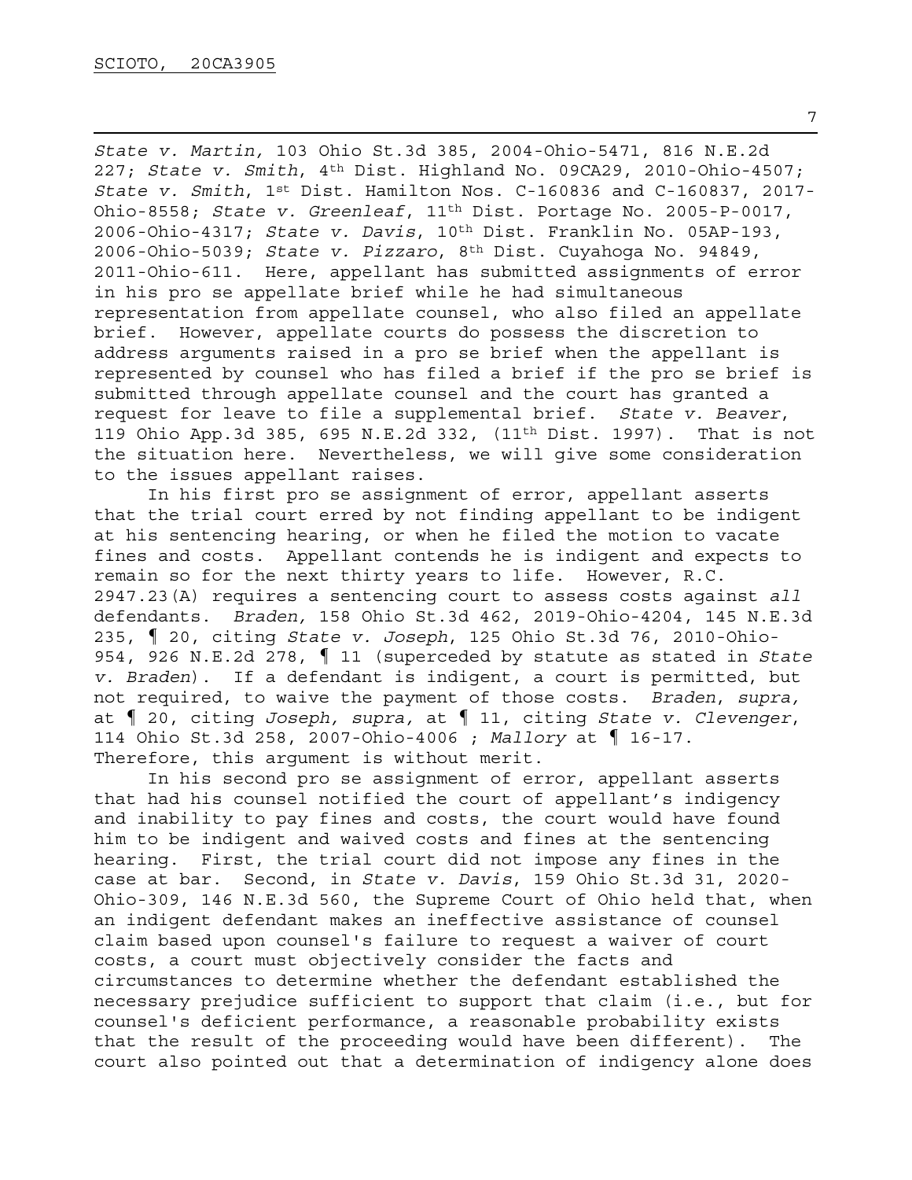*State v. Martin,* 103 Ohio St.3d 385, 2004-Ohio-5471, 816 N.E.2d 227; *State v. Smith*, 4th Dist. Highland No. 09CA29, 2010-Ohio-4507; *State v. Smith*, 1st Dist. Hamilton Nos. C-160836 and C-160837, 2017-Ohio-8558; *State v. Greenleaf*, 11th Dist. Portage No. 2005-P-0017, 2006-Ohio-4317; *State v. Davis*, 10th Dist. Franklin No. 05AP-193, 2006-Ohio-5039; *State v. Pizzaro*, 8th Dist. Cuyahoga No. 94849, 2011-Ohio-611. Here, appellant has submitted assignments of error in his pro se appellate brief while he had simultaneous representation from appellate counsel, who also filed an appellate brief. However, appellate courts do possess the discretion to address arguments raised in a pro se brief when the appellant is represented by counsel who has filed a brief if the pro se brief is submitted through appellate counsel and the court has granted a request for leave to file a supplemental brief. *State v. Beaver*, 119 Ohio App.3d 385, 695 N.E.2d 332, (11th Dist. 1997). That is not the situation here. Nevertheless, we will give some consideration to the issues appellant raises.

In his first pro se assignment of error, appellant asserts that the trial court erred by not finding appellant to be indigent at his sentencing hearing, or when he filed the motion to vacate fines and costs. Appellant contends he is indigent and expects to remain so for the next thirty years to life. However, R.C. 2947.23(A) requires a sentencing court to assess costs against *all* defendants. *Braden,* 158 Ohio St.3d 462, 2019-Ohio-4204, 145 N.E.3d 235, ¶ 20, citing *State v. Joseph*, 125 Ohio St.3d 76, 2010-Ohio-954, 926 N.E.2d 278, ¶ 11 (superceded by statute as stated in *State v. Braden*). If a defendant is indigent, a court is permitted, but not required, to waive the payment of those costs. *Braden*, *supra,* at ¶ 20, citing *Joseph, supra,* at ¶ 11, citing *State v. Clevenger*, 114 Ohio St.3d 258, 2007-Ohio-4006 ; *Mallory* at ¶ 16-17. Therefore, this argument is without merit.

In his second pro se assignment of error, appellant asserts that had his counsel notified the court of appellant's indigency and inability to pay fines and costs, the court would have found him to be indigent and waived costs and fines at the sentencing hearing. First, the trial court did not impose any fines in the case at bar. Second, in *State v. Davis*, 159 Ohio St.3d 31, 2020-Ohio-309, 146 N.E.3d 560, the Supreme Court of Ohio held that, when an indigent defendant makes an ineffective assistance of counsel claim based upon counsel's failure to request a waiver of court costs, a court must objectively consider the facts and circumstances to determine whether the defendant established the necessary prejudice sufficient to support that claim (i.e., but for counsel's deficient performance, a reasonable probability exists that the result of the proceeding would have been different). The court also pointed out that a determination of indigency alone does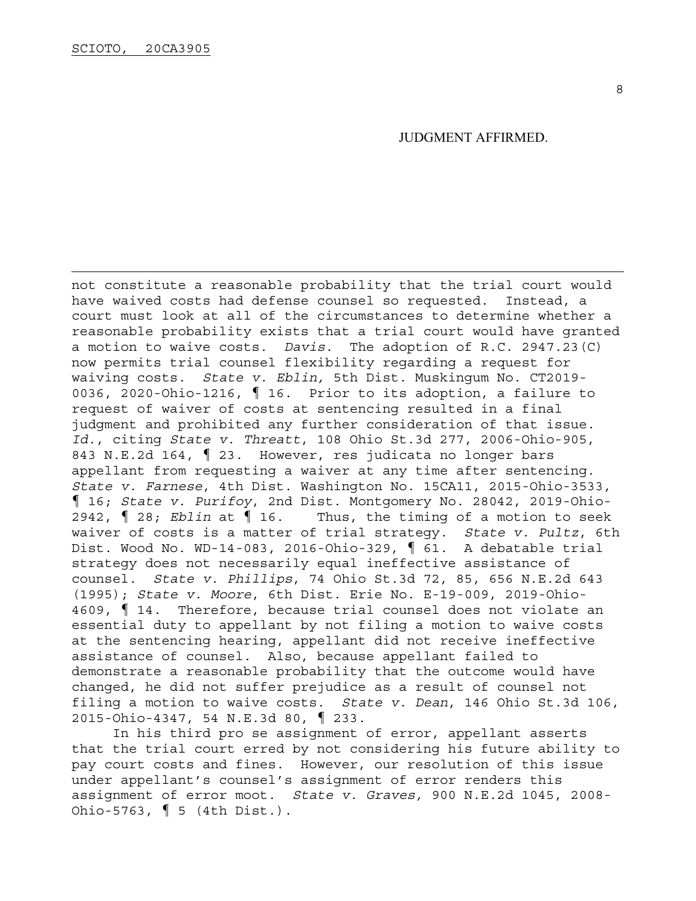JUDGMENT AFFIRMED.

---

not constitute a reasonable probability that the trial court would have waived costs had defense counsel so requested. Instead, a court must look at all of the circumstances to determine whether a reasonable probability exists that a trial court would have granted a motion to waive costs. *Davis*. The adoption of R.C. 2947.23(C) now permits trial counsel flexibility regarding a request for waiving costs. *State v. Eblin,* 5th Dist. Muskingum No. CT2019-0036, 2020-Ohio-1216, ¶ 16. Prior to its adoption, a failure to request of waiver of costs at sentencing resulted in a final judgment and prohibited any further consideration of that issue. *Id.*, citing *State v. Threatt*, 108 Ohio St.3d 277, 2006-Ohio-905, 843 N.E.2d 164, ¶ 23. However, res judicata no longer bars appellant from requesting a waiver at any time after sentencing. *State v. Farnese*, 4th Dist. Washington No. 15CA11, 2015-Ohio-3533, ¶ 16; *State v. Purifoy*, 2nd Dist. Montgomery No. 28042, 2019-Ohio-2942, ¶ 28; *Eblin* at ¶ 16. Thus, the timing of a motion to seek waiver of costs is a matter of trial strategy. *State v. Pultz*, 6th Dist. Wood No. WD-14-083, 2016-Ohio-329, ¶ 61. A debatable trial strategy does not necessarily equal ineffective assistance of counsel. *State v. Phillips*, 74 Ohio St.3d 72, 85, 656 N.E.2d 643 (1995); *State v. Moore*, 6th Dist. Erie No. E-19-009, 2019-Ohio-4609, ¶ 14. Therefore, because trial counsel does not violate an essential duty to appellant by not filing a motion to waive costs at the sentencing hearing, appellant did not receive ineffective assistance of counsel. Also, because appellant failed to demonstrate a reasonable probability that the outcome would have changed, he did not suffer prejudice as a result of counsel not filing a motion to waive costs. *State v. Dean*, 146 Ohio St.3d 106, 2015-Ohio-4347, 54 N.E.3d 80, ¶ 233.

In his third pro se assignment of error, appellant asserts that the trial court erred by not considering his future ability to pay court costs and fines. However, our resolution of this issue under appellant's counsel's assignment of error renders this assignment of error moot. *State v. Graves,* 900 N.E.2d 1045, 2008-Ohio-5763, ¶ 5 (4th Dist.).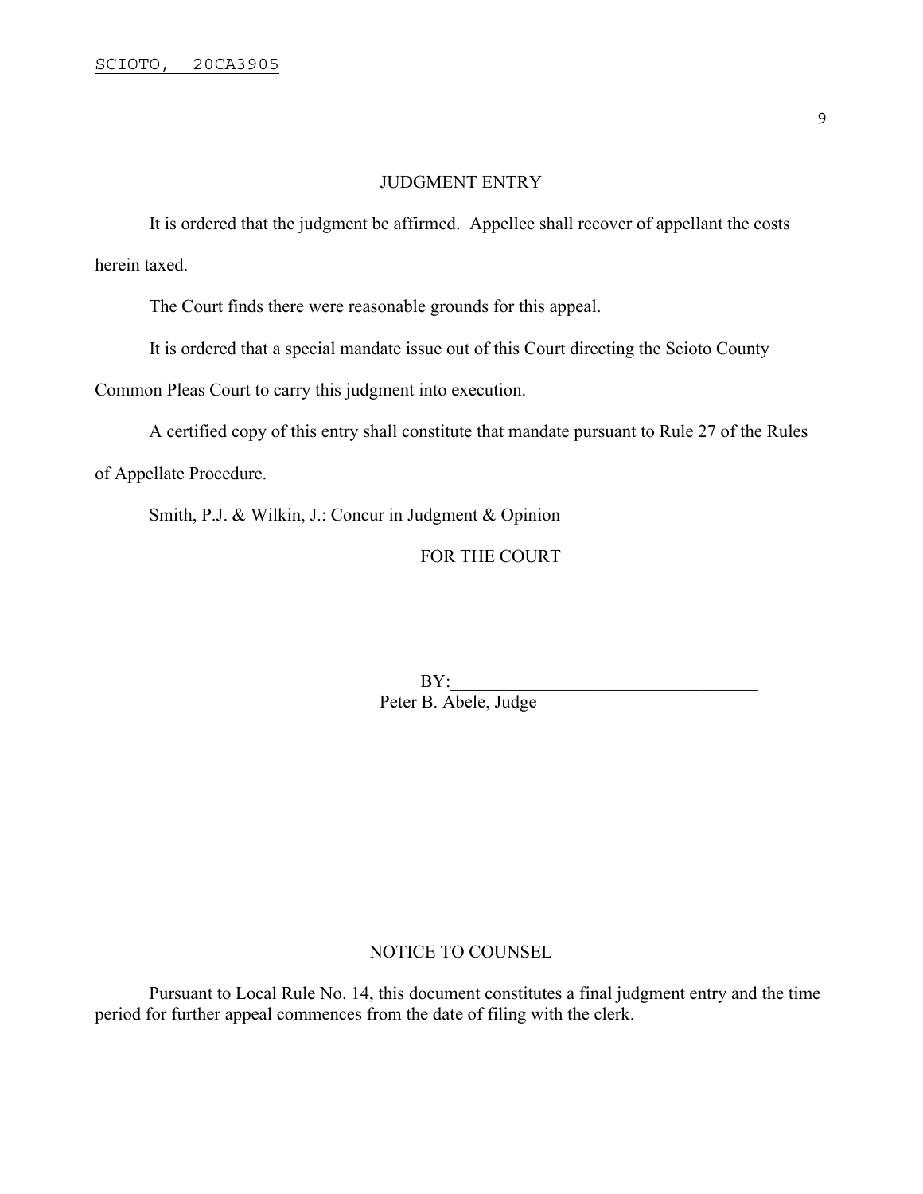## JUDGMENT ENTRY

It is ordered that the judgment be affirmed. Appellee shall recover of appellant the costs herein taxed.

The Court finds there were reasonable grounds for this appeal.

It is ordered that a special mandate issue out of this Court directing the Scioto County Common Pleas Court to carry this judgment into execution.

A certified copy of this entry shall constitute that mandate pursuant to Rule 27 of the Rules of Appellate Procedure.

Smith, P.J. & Wilkin, J.: Concur in Judgment & Opinion

FOR THE COURT

BY:\_\_\_\_\_\_\_\_\_\_\_\_\_\_\_\_\_\_\_\_\_\_\_\_\_\_\_\_\_\_\_\_\_\_\_
Peter B. Abele, Judge

## NOTICE TO COUNSEL

Pursuant to Local Rule No. 14, this document constitutes a final judgment entry and the time period for further appeal commences from the date of filing with the clerk.